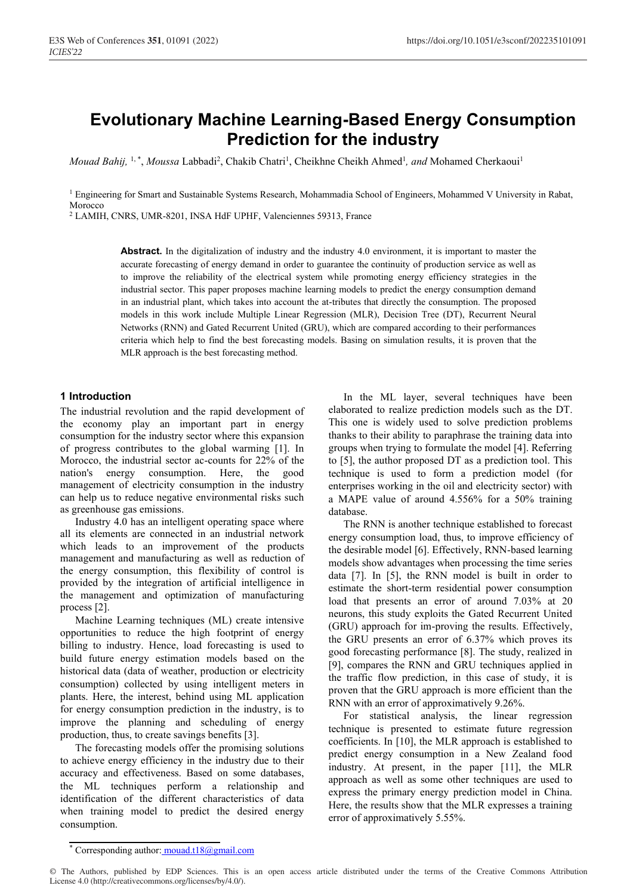# Evolutionary Machine Learning-Based Energy Consumption Prediction for the industry

*Mouad Bahij,* [1,*], *Moussa* Labbadi[2], Chakib Chatri[1], Cheikhne Cheikh Ahmed[1], *and* Mohamed Cherkaoui[1]

[1] Engineering for Smart and Sustainable Systems Research, Mohammadia School of Engineers, Mohammed V University in Rabat, Morocco

[2] LAMIH, CNRS, UMR-8201, INSA HdF UPHF, Valenciennes 59313, France

**Abstract.** In the digitalization of industry and the industry 4.0 environment, it is important to master the accurate forecasting of energy demand in order to guarantee the continuity of production service as well as to improve the reliability of the electrical system while promoting energy efficiency strategies in the industrial sector. This paper proposes machine learning models to predict the energy consumption demand in an industrial plant, which takes into account the at-tributes that directly the consumption. The proposed models in this work include Multiple Linear Regression (MLR), Decision Tree (DT), Recurrent Neural Networks (RNN) and Gated Recurrent United (GRU), which are compared according to their performances criteria which help to find the best forecasting models. Basing on simulation results, it is proven that the MLR approach is the best forecasting method.

## 1 Introduction

The industrial revolution and the rapid development of the economy play an important part in energy consumption for the industry sector where this expansion of progress contributes to the global warming [1]. In Morocco, the industrial sector ac-counts for 22% of the nation's energy consumption. Here, the good management of electricity consumption in the industry can help us to reduce negative environmental risks such as greenhouse gas emissions.

Industry 4.0 has an intelligent operating space where all its elements are connected in an industrial network which leads to an improvement of the products management and manufacturing as well as reduction of the energy consumption, this flexibility of control is provided by the integration of artificial intelligence in the management and optimization of manufacturing process [2].

Machine Learning techniques (ML) create intensive opportunities to reduce the high footprint of energy billing to industry. Hence, load forecasting is used to build future energy estimation models based on the historical data (data of weather, production or electricity consumption) collected by using intelligent meters in plants. Here, the interest, behind using ML application for energy consumption prediction in the industry, is to improve the planning and scheduling of energy production, thus, to create savings benefits [3].

The forecasting models offer the promising solutions to achieve energy efficiency in the industry due to their accuracy and effectiveness. Based on some databases, the ML techniques perform a relationship and identification of the different characteristics of data when training model to predict the desired energy consumption.

In the ML layer, several techniques have been elaborated to realize prediction models such as the DT. This one is widely used to solve prediction problems thanks to their ability to paraphrase the training data into groups when trying to formulate the model [4]. Referring to [5], the author proposed DT as a prediction tool. This technique is used to form a prediction model (for enterprises working in the oil and electricity sector) with a MAPE value of around 4.556% for a 50% training database.

The RNN is another technique established to forecast energy consumption load, thus, to improve efficiency of the desirable model [6]. Effectively, RNN-based learning models show advantages when processing the time series data [7]. In [5], the RNN model is built in order to estimate the short-term residential power consumption load that presents an error of around 7.03% at 20 neurons, this study exploits the Gated Recurrent United (GRU) approach for im-proving the results. Effectively, the GRU presents an error of 6.37% which proves its good forecasting performance [8]. The study, realized in [9], compares the RNN and GRU techniques applied in the traffic flow prediction, in this case of study, it is proven that the GRU approach is more efficient than the RNN with an error of approximatively 9.26%.

For statistical analysis, the linear regression technique is presented to estimate future regression coefficients. In [10], the MLR approach is established to predict energy consumption in a New Zealand food industry. At present, in the paper [11], the MLR approach as well as some other techniques are used to express the primary energy prediction model in China. Here, the results show that the MLR expresses a training error of approximatively 5.55%.

* Corresponding author: mouad.t18@gmail.com

© The Authors, published by EDP Sciences. This is an open access article distributed under the terms of the Creative Commons Attribution License 4.0 (http://creativecommons.org/licenses/by/4.0/).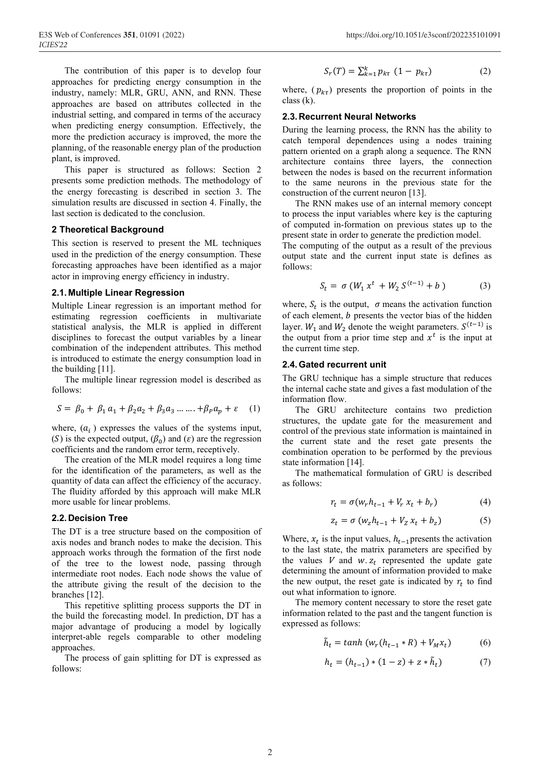The contribution of this paper is to develop four approaches for predicting energy consumption in the industry, namely: MLR, GRU, ANN, and RNN. These approaches are based on attributes collected in the industrial setting, and compared in terms of the accuracy when predicting energy consumption. Effectively, the more the prediction accuracy is improved, the more the planning, of the reasonable energy plan of the production plant, is improved.

This paper is structured as follows: Section 2 presents some prediction methods. The methodology of the energy forecasting is described in section 3. The simulation results are discussed in section 4. Finally, the last section is dedicated to the conclusion.

## 2 Theoretical Background

This section is reserved to present the ML techniques used in the prediction of the energy consumption. These forecasting approaches have been identified as a major actor in improving energy efficiency in industry.

### 2.1. Multiple Linear Regression

Multiple Linear regression is an important method for estimating regression coefficients in multivariate statistical analysis, the MLR is applied in different disciplines to forecast the output variables by a linear combination of the independent attributes. This method is introduced to estimate the energy consumption load in the building [11].

The multiple linear regression model is described as follows:

$$S = \beta_0 + \beta_1 a_1 + \beta_2 a_2 + \beta_3 a_3 \dots \dots . + \beta_P a_p + \varepsilon \quad (1)$$

where, $(a_i)$ expresses the values of the systems input, $(S)$ is the expected output, $(\beta_0)$ and $(\varepsilon)$ are the regression coefficients and the random error term, receptively.

The creation of the MLR model requires a long time for the identification of the parameters, as well as the quantity of data can affect the efficiency of the accuracy. The fluidity afforded by this approach will make MLR more usable for linear problems.

### 2.2. Decision Tree

The DT is a tree structure based on the composition of axis nodes and branch nodes to make the decision. This approach works through the formation of the first node of the tree to the lowest node, passing through intermediate root nodes. Each node shows the value of the attribute giving the result of the decision to the branches [12].

This repetitive splitting process supports the DT in the build the forecasting model. In prediction, DT has a major advantage of producing a model by logically interpret-able regels comparable to other modeling approaches.

The process of gain splitting for DT is expressed as follows:

$$S_r(T) = \sum_{k=1}^{k} p_{k\tau} \ (1 - p_{k\tau}) \quad (2)$$

where, $(p_{k\tau})$ presents the proportion of points in the class (k).

### 2.3. Recurrent Neural Networks

During the learning process, the RNN has the ability to catch temporal dependences using a nodes training pattern oriented on a graph along a sequence. The RNN architecture contains three layers, the connection between the nodes is based on the recurrent information to the same neurons in the previous state for the construction of the current neuron [13].

The RNN makes use of an internal memory concept to process the input variables where key is the capturing of computed in-formation on previous states up to the present state in order to generate the prediction model.
The computing of the output as a result of the previous output state and the current input state is defines as follows:

$$S_t = \sigma \left( W_1 \, x^t + W_2 \, S^{(t-1)} + b \right) \quad (3)$$

where, $S_t$ is the output, $\sigma$ means the activation function of each element, $b$ presents the vector bias of the hidden layer. $W_1$ and $W_2$ denote the weight parameters. $S^{(t-1)}$ is the output from a prior time step and $x^t$ is the input at the current time step.

### 2.4. Gated recurrent unit

The GRU technique has a simple structure that reduces the internal cache state and gives a fast modulation of the information flow.

The GRU architecture contains two prediction structures, the update gate for the measurement and control of the previous state information is maintained in the current state and the reset gate presents the combination operation to be performed by the previous state information [14].

The mathematical formulation of GRU is described as follows:

$$r_t = \sigma(w_r h_{t-1} + V_r \, x_t + b_r) \quad (4)$$

$$z_t = \sigma \left( w_z h_{t-1} + V_Z \, x_t + b_z \right) \quad (5)$$

Where, $x_t$ is the input values, $h_{t-1}$ presents the activation to the last state, the matrix parameters are specified by the values $V$ and $w$. $z_t$ represented the update gate determining the amount of information provided to make the new output, the reset gate is indicated by $r_t$ to find out what information to ignore.

The memory content necessary to store the reset gate information related to the past and the tangent function is expressed as follows:

$$\tilde{h}_t = tanh \left( w_r (h_{t-1} * R) + V_M x_t \right) \quad (6)$$

$$h_t = (h_{t-1}) * (1 - z) + z * \tilde{h}_t) \quad (7)$$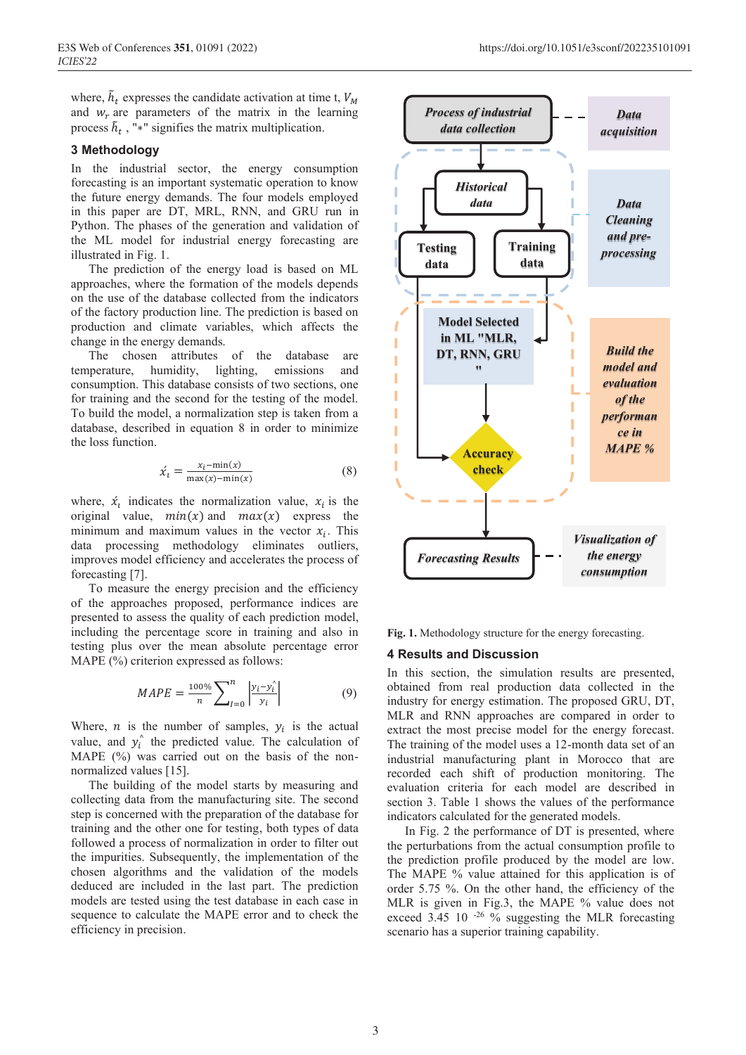where, $\tilde{h}_t$ expresses the candidate activation at time t, $V_M$ and $w_r$ are parameters of the matrix in the learning process $\tilde{h}_t$ , "*" signifies the matrix multiplication.

## 3 Methodology

In the industrial sector, the energy consumption forecasting is an important systematic operation to know the future energy demands. The four models employed in this paper are DT, MRL, RNN, and GRU run in Python. The phases of the generation and validation of the ML model for industrial energy forecasting are illustrated in Fig. 1.

The prediction of the energy load is based on ML approaches, where the formation of the models depends on the use of the database collected from the indicators of the factory production line. The prediction is based on production and climate variables, which affects the change in the energy demands.

The chosen attributes of the database are temperature, humidity, lighting, emissions and consumption. This database consists of two sections, one for training and the second for the testing of the model. To build the model, a normalization step is taken from a database, described in equation 8 in order to minimize the loss function.

$$\acute{x}_i = \frac{x_i - \min(x)}{\max(x) - \min(x)} \tag{8}$$

where, $\acute{x}_i$ indicates the normalization value, $x_i$ is the original value, $min(x)$ and $max(x)$ express the minimum and maximum values in the vector $x_i$. This data processing methodology eliminates outliers, improves model efficiency and accelerates the process of forecasting [7].

To measure the energy precision and the efficiency of the approaches proposed, performance indices are presented to assess the quality of each prediction model, including the percentage score in training and also in testing plus over the mean absolute percentage error MAPE (%) criterion expressed as follows:

$$MAPE = \frac{100\%}{n} \sum_{I=0}^{n} \left| \frac{y_i - y_i^{\hat{}}}{y_i} \right| \tag{9}$$

Where, $n$ is the number of samples, $y_i$ is the actual value, and $y_i^{\hat{}}$ the predicted value. The calculation of MAPE (%) was carried out on the basis of the non-normalized values [15].

The building of the model starts by measuring and collecting data from the manufacturing site. The second step is concerned with the preparation of the database for training and the other one for testing, both types of data followed a process of normalization in order to filter out the impurities. Subsequently, the implementation of the chosen algorithms and the validation of the models deduced are included in the last part. The prediction models are tested using the test database in each case in sequence to calculate the MAPE error and to check the efficiency in precision.

*Process of industrial data collection* → *Data acquisition*

*Historical data* → **Testing data**, **Training data** — *Data Cleaning and pre-processing*

**Model Selected in ML "MLR, DT, RNN, GRU"** → **Accuracy check** — *Build the model and evaluation of the performance in MAPE %*

*Forecasting Results* → *Visualization of the energy consumption*

**Fig. 1.** Methodology structure for the energy forecasting.

## 4 Results and Discussion

In this section, the simulation results are presented, obtained from real production data collected in the industry for energy estimation. The proposed GRU, DT, MLR and RNN approaches are compared in order to extract the most precise model for the energy forecast. The training of the model uses a 12-month data set of an industrial manufacturing plant in Morocco that are recorded each shift of production monitoring. The evaluation criteria for each model are described in section 3. Table 1 shows the values of the performance indicators calculated for the generated models.

In Fig. 2 the performance of DT is presented, where the perturbations from the actual consumption profile to the prediction profile produced by the model are low. The MAPE % value attained for this application is of order 5.75 %. On the other hand, the efficiency of the MLR is given in Fig.3, the MAPE % value does not exceed 3.45 $10^{-26}$ % suggesting the MLR forecasting scenario has a superior training capability.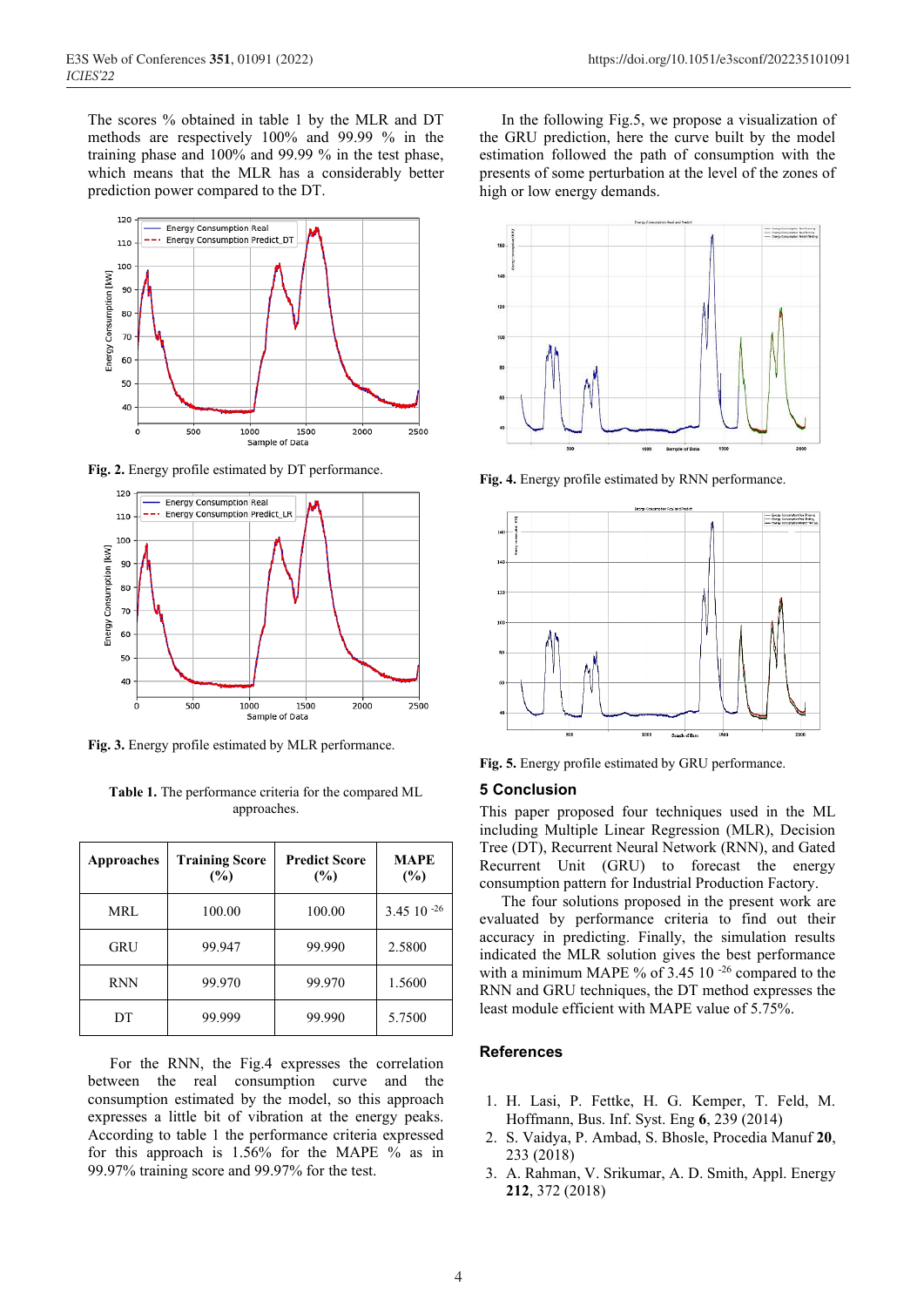The scores % obtained in table 1 by the MLR and DT methods are respectively 100% and 99.99 % in the training phase and 100% and 99.99 % in the test phase, which means that the MLR has a considerably better prediction power compared to the DT.

**Fig. 2.** Energy profile estimated by DT performance.

**Fig. 3.** Energy profile estimated by MLR performance.

**Table 1.** The performance criteria for the compared ML approaches.

| Approaches | Training Score (%) | Predict Score (%) | MAPE (%) |
|---|---|---|---|
| MRL | 100.00 | 100.00 | $3.45\ 10^{-26}$ |
| GRU | 99.947 | 99.990 | 2.5800 |
| RNN | 99.970 | 99.970 | 1.5600 |
| DT | 99.999 | 99.990 | 5.7500 |

For the RNN, the Fig.4 expresses the correlation between the real consumption curve and the consumption estimated by the model, so this approach expresses a little bit of vibration at the energy peaks. According to table 1 the performance criteria expressed for this approach is 1.56% for the MAPE % as in 99.97% training score and 99.97% for the test.

In the following Fig.5, we propose a visualization of the GRU prediction, here the curve built by the model estimation followed the path of consumption with the presents of some perturbation at the level of the zones of high or low energy demands.

**Fig. 4.** Energy profile estimated by RNN performance.

**Fig. 5.** Energy profile estimated by GRU performance.

## 5 Conclusion

This paper proposed four techniques used in the ML including Multiple Linear Regression (MLR), Decision Tree (DT), Recurrent Neural Network (RNN), and Gated Recurrent Unit (GRU) to forecast the energy consumption pattern for Industrial Production Factory.

The four solutions proposed in the present work are evaluated by performance criteria to find out their accuracy in predicting. Finally, the simulation results indicated the MLR solution gives the best performance with a minimum MAPE % of $3.45\ 10^{-26}$ compared to the RNN and GRU techniques, the DT method expresses the least module efficient with MAPE value of 5.75%.

## References

1. H. Lasi, P. Fettke, H. G. Kemper, T. Feld, M. Hoffmann, Bus. Inf. Syst. Eng **6**, 239 (2014)
2. S. Vaidya, P. Ambad, S. Bhosle, Procedia Manuf **20**, 233 (2018)
3. A. Rahman, V. Srikumar, A. D. Smith, Appl. Energy **212**, 372 (2018)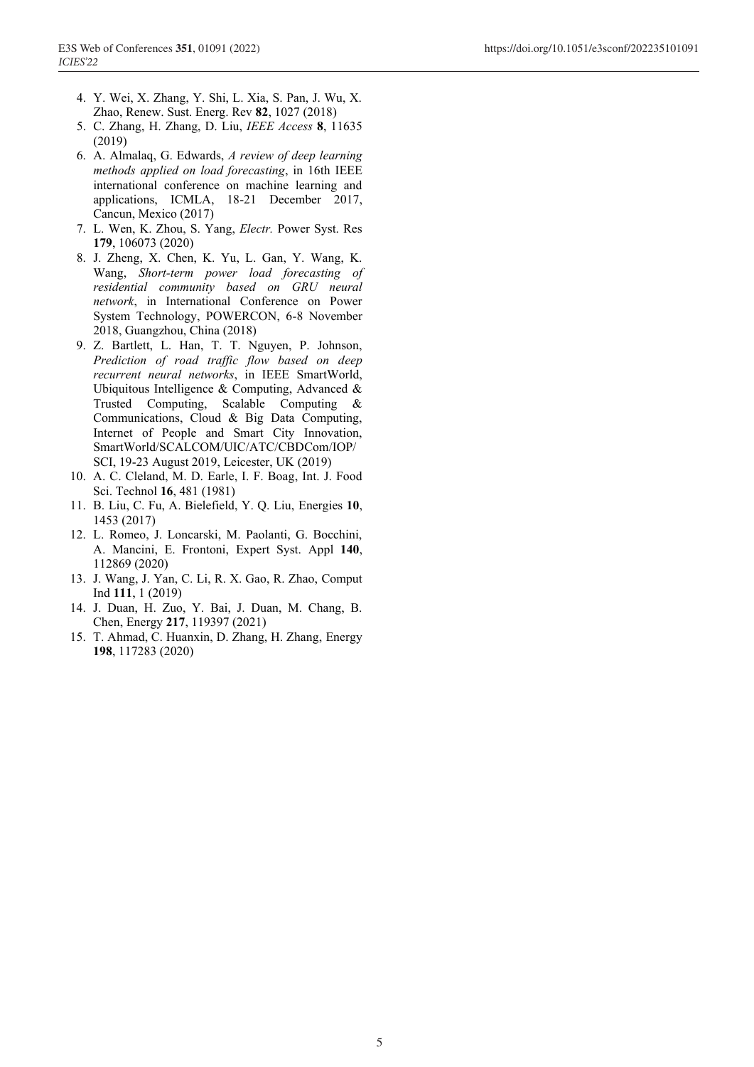4. Y. Wei, X. Zhang, Y. Shi, L. Xia, S. Pan, J. Wu, X. Zhao, Renew. Sust. Energ. Rev **82**, 1027 (2018)
5. C. Zhang, H. Zhang, D. Liu, *IEEE Access* **8**, 11635 (2019)
6. A. Almalaq, G. Edwards, *A review of deep learning methods applied on load forecasting*, in 16th IEEE international conference on machine learning and applications, ICMLA, 18-21 December 2017, Cancun, Mexico (2017)
7. L. Wen, K. Zhou, S. Yang, *Electr.* Power Syst. Res **179**, 106073 (2020)
8. J. Zheng, X. Chen, K. Yu, L. Gan, Y. Wang, K. Wang, *Short-term power load forecasting of residential community based on GRU neural network*, in International Conference on Power System Technology, POWERCON, 6-8 November 2018, Guangzhou, China (2018)
9. Z. Bartlett, L. Han, T. T. Nguyen, P. Johnson, *Prediction of road traffic flow based on deep recurrent neural networks*, in IEEE SmartWorld, Ubiquitous Intelligence & Computing, Advanced & Trusted Computing, Scalable Computing & Communications, Cloud & Big Data Computing, Internet of People and Smart City Innovation, SmartWorld/SCALCOM/UIC/ATC/CBDCom/IOP/SCI, 19-23 August 2019, Leicester, UK (2019)
10. A. C. Cleland, M. D. Earle, I. F. Boag, Int. J. Food Sci. Technol **16**, 481 (1981)
11. B. Liu, C. Fu, A. Bielefield, Y. Q. Liu, Energies **10**, 1453 (2017)
12. L. Romeo, J. Loncarski, M. Paolanti, G. Bocchini, A. Mancini, E. Frontoni, Expert Syst. Appl **140**, 112869 (2020)
13. J. Wang, J. Yan, C. Li, R. X. Gao, R. Zhao, Comput Ind **111**, 1 (2019)
14. J. Duan, H. Zuo, Y. Bai, J. Duan, M. Chang, B. Chen, Energy **217**, 119397 (2021)
15. T. Ahmad, C. Huanxin, D. Zhang, H. Zhang, Energy **198**, 117283 (2020)